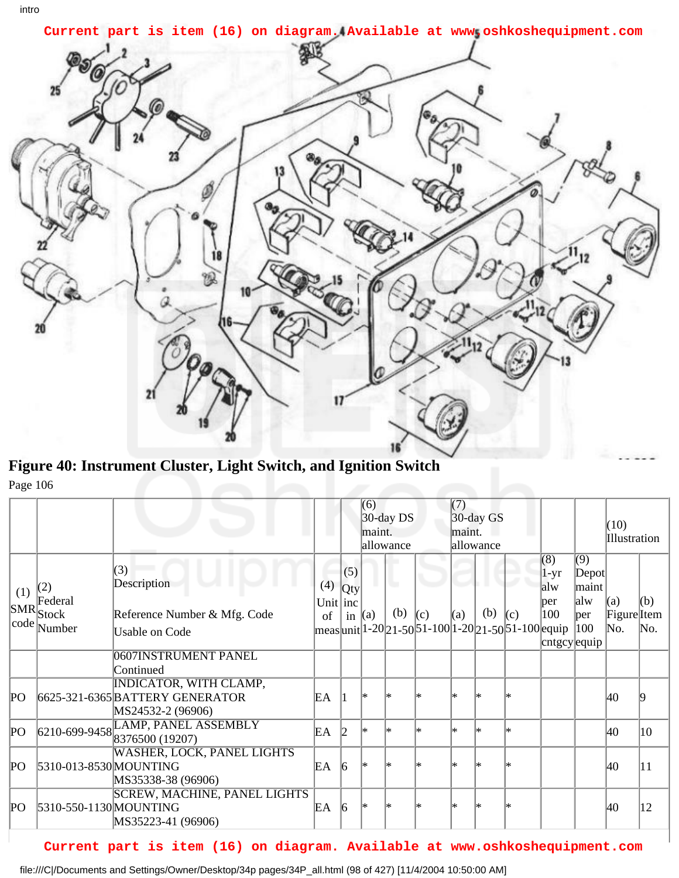Current part is item (16) on diagram. Available at www.oshkoshequipment.com

**Figure 40: Instrument Cluster, Light Switch, and Ignition Switch**

Page 106

| | | | | | (6) 30-day DS maint. allowance | | | (7) 30-day GS maint. allowance | | | | | (10) Illustration | |
|---|---|---|---|---|---|---|---|---|---|---|---|---|---|---|
| (1) SMR code | (2) Federal Stock Number | (3) Description<br>Reference Number & Mfg. Code<br>Usable on Code | (4) Unit of meas | (5) Qty inc in unit | (a) 1-20 | (b) 21-50 | (c) 51-100 | (a) 1-20 | (b) 21-50 | (c) 51-100 | (8) 1-yr alw per 100 equip cntgcy | (9) Depot maint alw per 100 equip | (a) Figure No. | (b) Item No. |
| | | 0607INSTRUMENT PANEL Continued | | | | | | | | | | | | |
| PO | 6625-321-6365 | INDICATOR, WITH CLAMP, BATTERY GENERATOR MS24532-2 (96906) | EA | 1 | * | * | * | * | * | * | | | 40 | 9 |
| PO | 6210-699-9458 | LAMP, PANEL ASSEMBLY 8376500 (19207) | EA | 2 | * | * | * | * | * | * | | | 40 | 10 |
| PO | 5310-013-8530 | WASHER, LOCK, PANEL LIGHTS MOUNTING MS35338-38 (96906) | EA | 6 | * | * | * | * | * | * | | | 40 | 11 |
| PO | 5310-550-1130 | SCREW, MACHINE, PANEL LIGHTS MOUNTING MS35223-41 (96906) | EA | 6 | * | * | * | * | * | * | | | 40 | 12 |

Current part is item (16) on diagram. Available at www.oshkoshequipment.com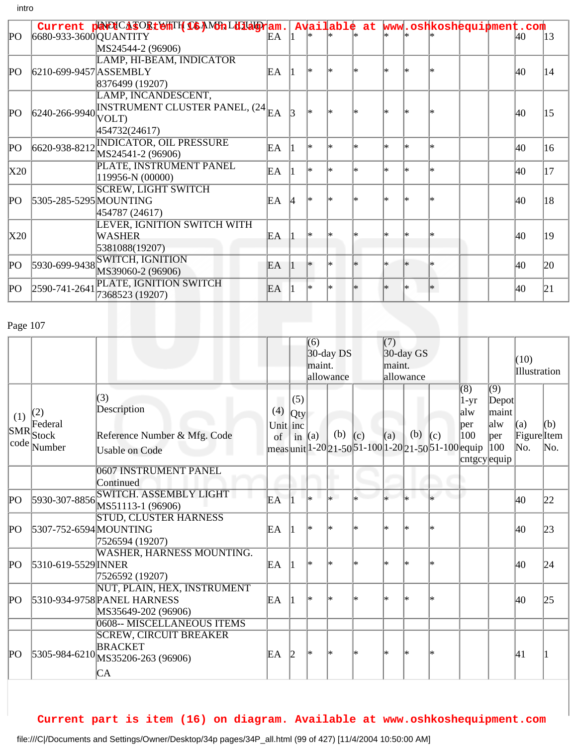Current part is item (16) on diagram. Available at www.oshkoshequipment.com

| | | | | | | | | | | | | | | |
|---|---|---|---|---|---|---|---|---|---|---|---|---|---|---|
| PO | 6680-933-3600 | INDICATOR, WITH LAMP, LIQUID QUANTITY MS24544-2 (96906) | EA | 1 | * | * | * | * | * | * | | | 40 | 13 |
| PO | 6210-699-9457 | LAMP, HI-BEAM, INDICATOR ASSEMBLY 8376499 (19207) | EA | 1 | * | * | * | * | * | * | | | 40 | 14 |
| PO | 6240-266-9940 | LAMP, INCANDESCENT, INSTRUMENT CLUSTER PANEL, (24 VOLT) 454732(24617) | EA | 3 | * | * | * | * | * | * | | | 40 | 15 |
| PO | 6620-938-8212 | INDICATOR, OIL PRESSURE MS24541-2 (96906) | EA | 1 | * | * | * | * | * | * | | | 40 | 16 |
| X20 | | PLATE, INSTRUMENT PANEL 119956-N (00000) | EA | 1 | * | * | * | * | * | * | | | 40 | 17 |
| PO | 5305-285-5295 | SCREW, LIGHT SWITCH MOUNTING 454787 (24617) | EA | 4 | * | * | * | * | * | * | | | 40 | 18 |
| X20 | | LEVER, IGNITION SWITCH WITH WASHER 5381088(19207) | EA | 1 | * | * | * | * | * | * | | | 40 | 19 |
| PO | 5930-699-9438 | SWITCH, IGNITION MS39060-2 (96906) | EA | 1 | * | * | * | * | * | * | | | 40 | 20 |
| PO | 2590-741-2641 | PLATE, IGNITION SWITCH 7368523 (19207) | EA | 1 | * | * | * | * | * | * | | | 40 | 21 |

Page 107

| | | | | | (6) 30-day DS maint. allowance | | | (7) 30-day GS maint. allowance | | | | | (10) Illustration | |
|---|---|---|---|---|---|---|---|---|---|---|---|---|---|---|
| (1) SMR code | (2) Federal Stock Number | (3) Description Reference Number & Mfg. Code Usable on Code | (4) Unit of meas | (5) Qty inc in unit | (a) 1-20 | (b) 21-50 | (c) 51-100 | (a) 1-20 | (b) 21-50 | (c) 51-100 | (8) 1-yr alw per 100 equip cntgcy | (9) Depot maint alw per 100 equip | (a) Figure No. | (b) Item No. |
| | | 0607 INSTRUMENT PANEL Continued | | | | | | | | | | | | |
| PO | 5930-307-8856 | SWITCH. ASSEMBLY LIGHT MS51113-1 (96906) | EA | 1 | * | * | * | * | * | * | | | 40 | 22 |
| PO | 5307-752-6594 | STUD, CLUSTER HARNESS MOUNTING 7526594 (19207) | EA | 1 | * | * | * | * | * | * | | | 40 | 23 |
| PO | 5310-619-5529 | WASHER, HARNESS MOUNTING. INNER 7526592 (19207) | EA | 1 | * | * | * | * | * | * | | | 40 | 24 |
| PO | 5310-934-9758 | NUT, PLAIN, HEX, INSTRUMENT PANEL HARNESS MS35649-202 (96906) | EA | 1 | * | * | * | * | * | * | | | 40 | 25 |
| | | 0608-- MISCELLANEOUS ITEMS | | | | | | | | | | | | |
| PO | 5305-984-6210 | SCREW, CIRCUIT BREAKER BRACKET MS35206-263 (96906) CA | EA | 2 | * | * | * | * | * | * | | | 41 | 1 |

Current part is item (16) on diagram. Available at www.oshkoshequipment.com